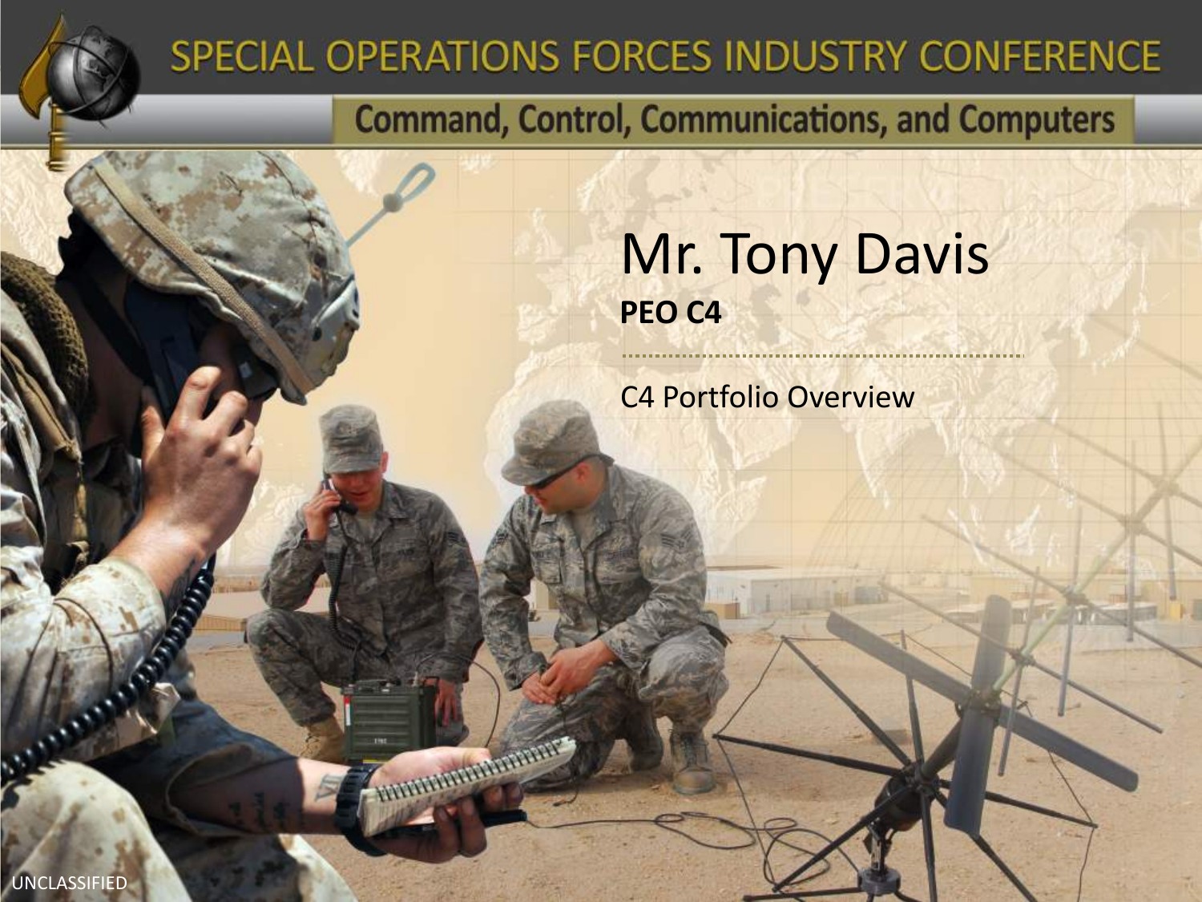# SPECIAL OPERATIONS FORCES INDUSTRY CONFERENCE

## Command, Control, Communications, and Computers

# Mr. Tony Davis

**PEO C4**

C4 Portfolio Overview

UNCLASSIFIED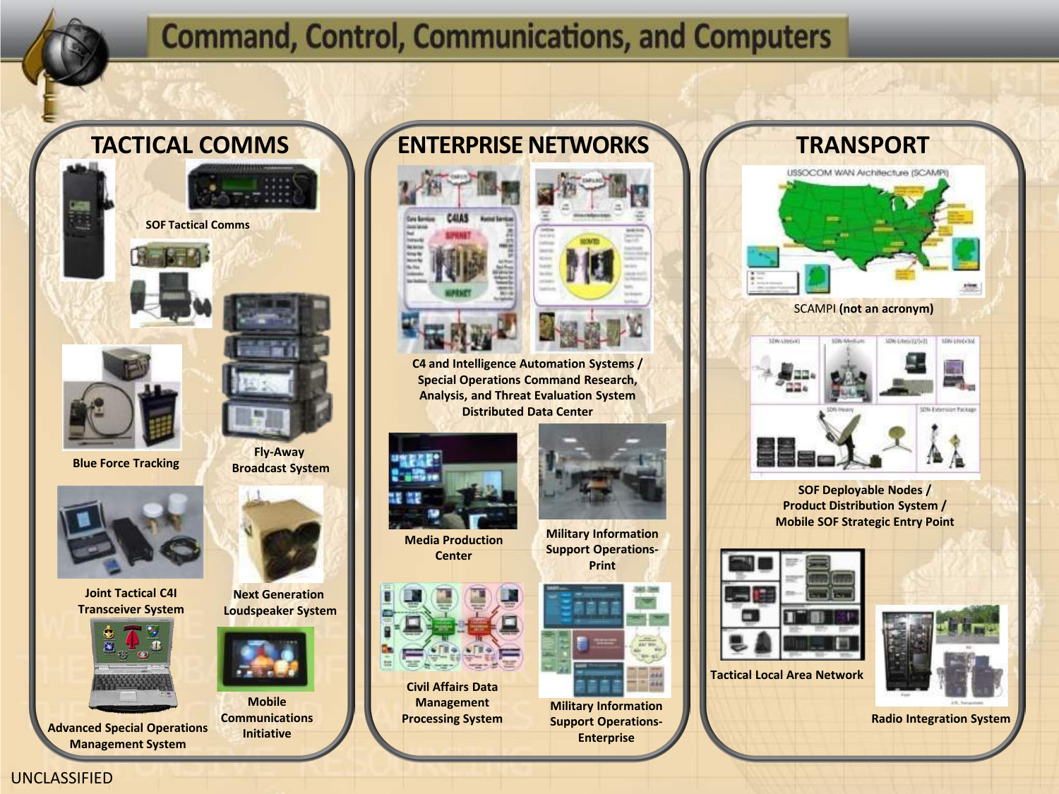# Command, Control, Communications, and Computers

## TACTICAL COMMS

SOF Tactical Comms

Blue Force Tracking

Fly-Away Broadcast System

Joint Tactical C4I Transceiver System

Next Generation Loudspeaker System

Advanced Special Operations Management System

Mobile Communications Initiative

## ENTERPRISE NETWORKS

C4 and Intelligence Automation Systems / Special Operations Command Research, Analysis, and Threat Evaluation System Distributed Data Center

Media Production Center

Military Information Support Operations-Print

Civil Affairs Data Management Processing System

Military Information Support Operations-Enterprise

## TRANSPORT

SCAMPI **(not an acronym)**

SOF Deployable Nodes / Product Distribution System / Mobile SOF Strategic Entry Point

Tactical Local Area Network

Radio Integration System

UNCLASSIFIED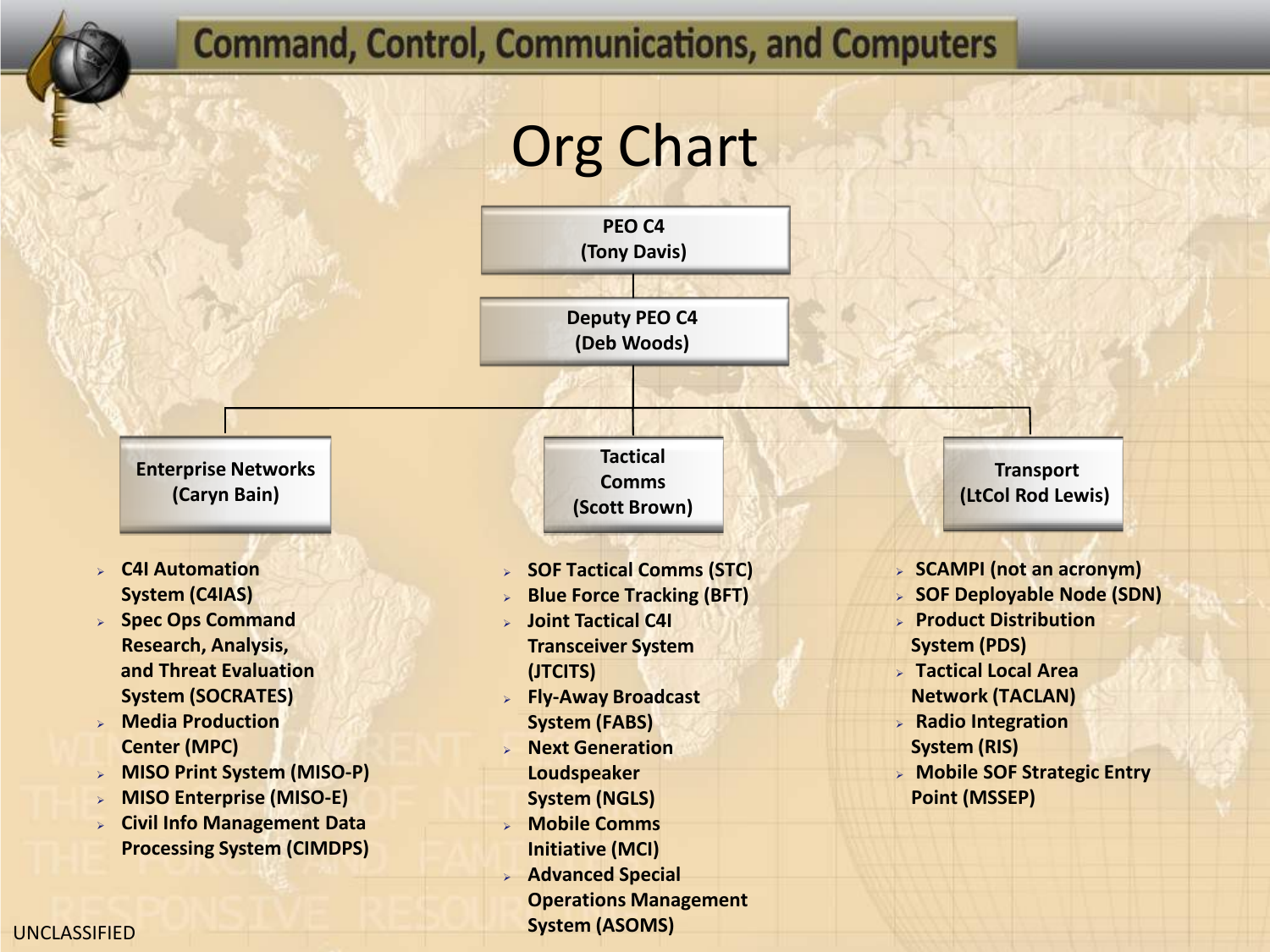# Command, Control, Communications, and Computers

## Org Chart

**PEO C4**
(Tony Davis)

**Deputy PEO C4**
(Deb Woods)

### Enterprise Networks (Caryn Bain)

- C4I Automation System (C4IAS)
- Spec Ops Command Research, Analysis, and Threat Evaluation System (SOCRATES)
- Media Production Center (MPC)
- MISO Print System (MISO-P)
- MISO Enterprise (MISO-E)
- Civil Info Management Data Processing System (CIMDPS)

### Tactical Comms (Scott Brown)

- SOF Tactical Comms (STC)
- Blue Force Tracking (BFT)
- Joint Tactical C4I Transceiver System (JTCITS)
- Fly-Away Broadcast System (FABS)
- Next Generation Loudspeaker System (NGLS)
- Mobile Comms Initiative (MCI)
- Advanced Special Operations Management System (ASOMS)

### Transport (LtCol Rod Lewis)

- SCAMPI (not an acronym)
- SOF Deployable Node (SDN)
- Product Distribution System (PDS)
- Tactical Local Area Network (TACLAN)
- Radio Integration System (RIS)
- Mobile SOF Strategic Entry Point (MSSEP)

UNCLASSIFIED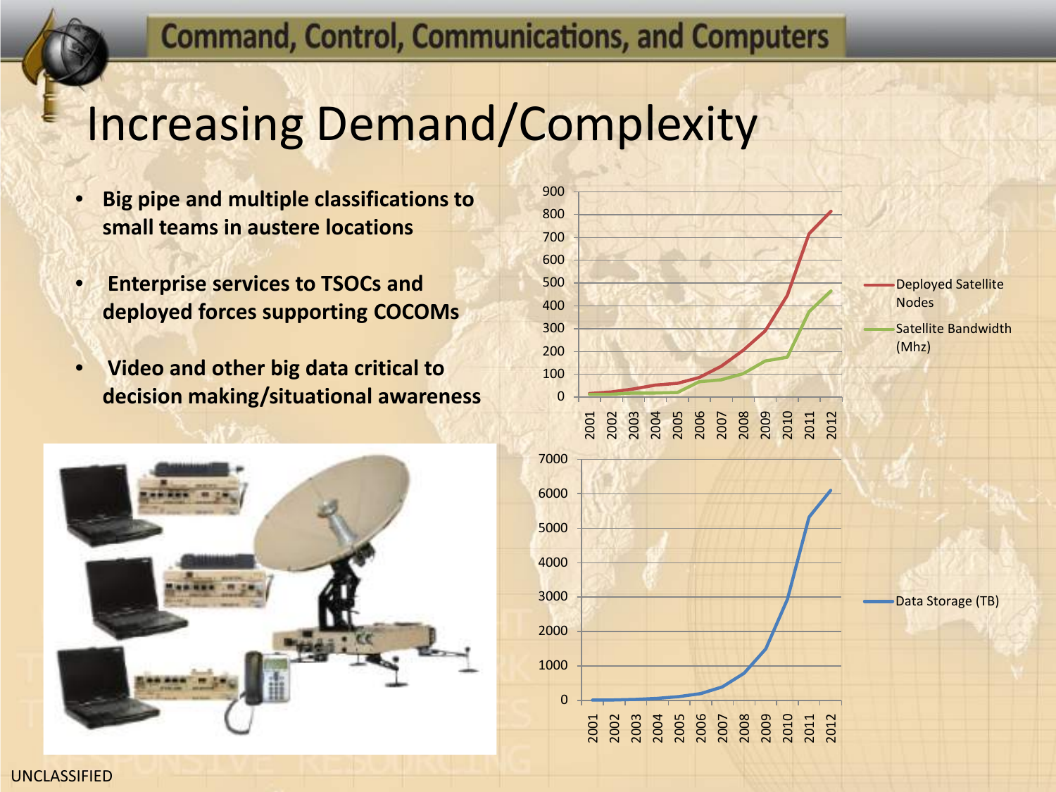# Increasing Demand/Complexity

- **Big pipe and multiple classifications to small teams in austere locations**
- **Enterprise services to TSOCs and deployed forces supporting COCOMs**
- **Video and other big data critical to decision making/situational awareness**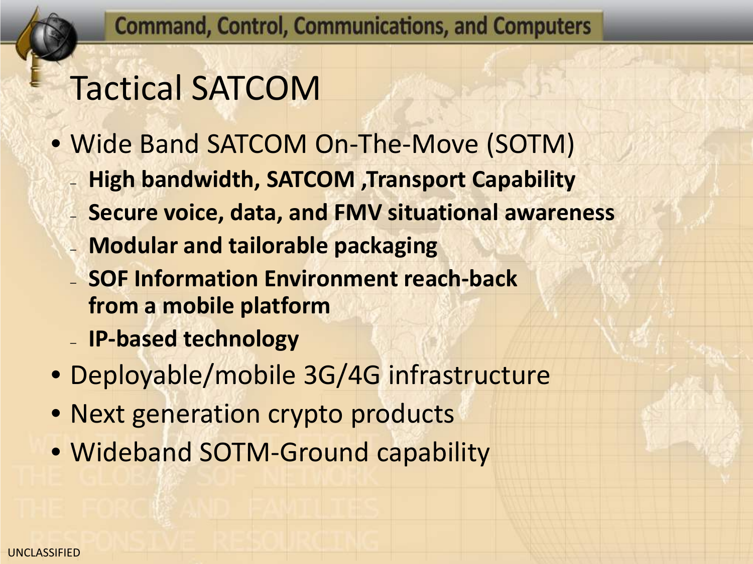# Tactical SATCOM

- Wide Band SATCOM On-The-Move (SOTM)
  - **High bandwidth, SATCOM ,Transport Capability**
  - **Secure voice, data, and FMV situational awareness**
  - **Modular and tailorable packaging**
  - **SOF Information Environment reach-back from a mobile platform**
  - **IP-based technology**
- Deployable/mobile 3G/4G infrastructure
- Next generation crypto products
- Wideband SOTM-Ground capability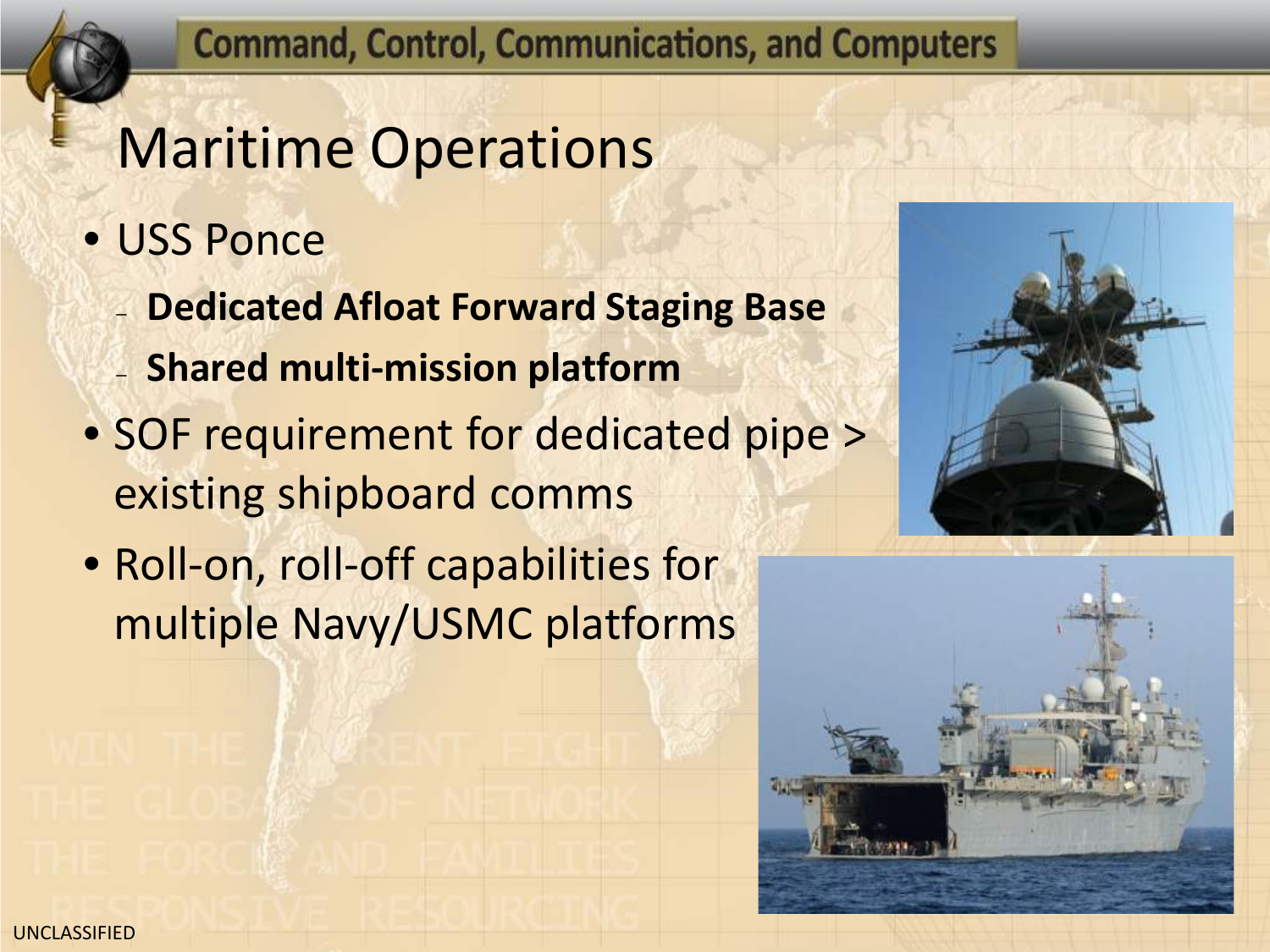# Maritime Operations

- USS Ponce
  - **Dedicated Afloat Forward Staging Base**
  - **Shared multi-mission platform**
- SOF requirement for dedicated pipe > existing shipboard comms
- Roll-on, roll-off capabilities for multiple Navy/USMC platforms

UNCLASSIFIED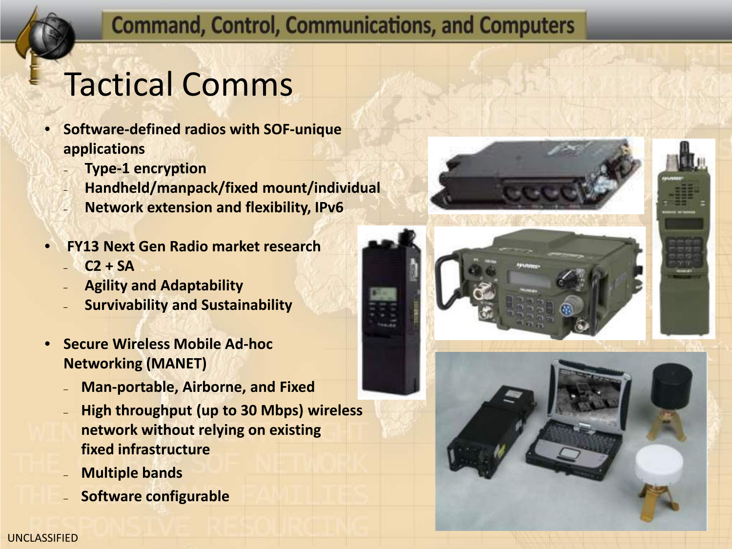# Tactical Comms

- **Software-defined radios with SOF-unique applications**
  - **Type-1 encryption**
  - **Handheld/manpack/fixed mount/individual**
  - **Network extension and flexibility, IPv6**

- **FY13 Next Gen Radio market research**
  - **C2 + SA**
  - **Agility and Adaptability**
  - **Survivability and Sustainability**

- **Secure Wireless Mobile Ad-hoc Networking (MANET)**
  - **Man-portable, Airborne, and Fixed**
  - **High throughput (up to 30 Mbps) wireless network without relying on existing fixed infrastructure**
  - **Multiple bands**
  - **Software configurable**

UNCLASSIFIED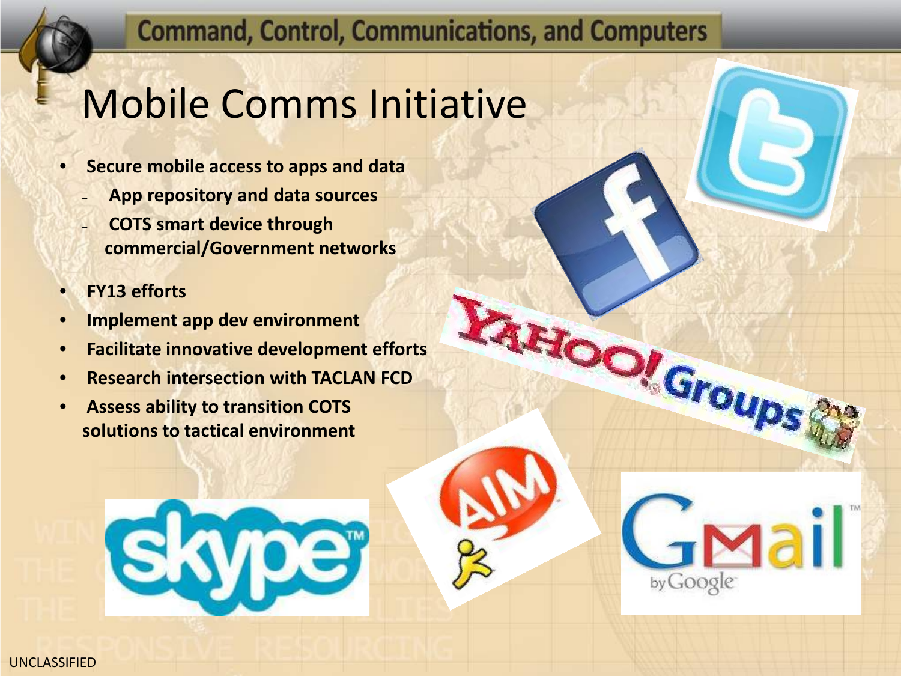# Command, Control, Communications, and Computers

## Mobile Comms Initiative

- **Secure mobile access to apps and data**
  - **App repository and data sources**
  - **COTS smart device through commercial/Government networks**
- **FY13 efforts**
- **Implement app dev environment**
- **Facilitate innovative development efforts**
- **Research intersection with TACLAN FCD**
- **Assess ability to transition COTS solutions to tactical environment**

UNCLASSIFIED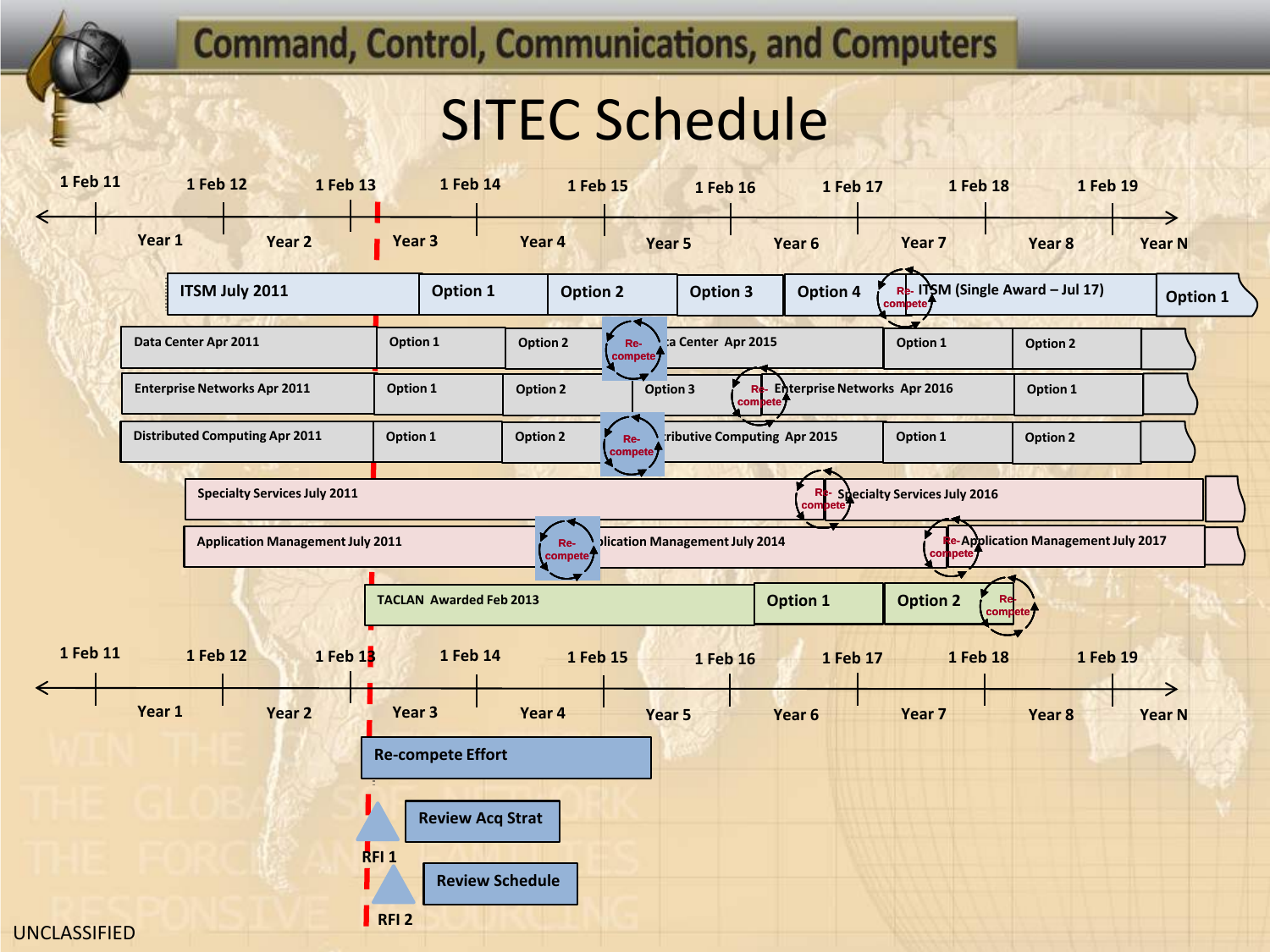Command, Control, Communications, and Computers

# SITEC Schedule

1 Feb 11
1 Feb 12
1 Feb 13
1 Feb 14
1 Feb 15
1 Feb 16
1 Feb 17
1 Feb 18
1 Feb 19

Year 1
Year 2
Year 3
Year 4
Year 5
Year 6
Year 7
Year 8
Year N

ITSM July 2011
Option 1
Option 2
Option 3
Option 4
Re-compete
ITSM (Single Award – Jul 17)
Option 1

Data Center Apr 2011
Option 1
Option 2
Re-compete
Data Center Apr 2015
Option 1
Option 2

Enterprise Networks Apr 2011
Option 1
Option 2
Option 3
Re-compete
Enterprise Networks Apr 2016
Option 1

Distributed Computing Apr 2011
Option 1
Option 2
Re-compete
Distributive Computing Apr 2015
Option 1
Option 2

Specialty Services July 2011
Re-compete
Specialty Services July 2016

Application Management July 2011
Re-compete
Application Management July 2014
Re-compete
Application Management July 2017

TACLAN Awarded Feb 2013
Option 1
Option 2
Re-compete

1 Feb 11
1 Feb 12
1 Feb 13
1 Feb 14
1 Feb 15
1 Feb 16
1 Feb 17
1 Feb 18
1 Feb 19

Year 1
Year 2
Year 3
Year 4
Year 5
Year 6
Year 7
Year 8
Year N

Re-compete Effort

Review Acq Strat

RFI 1

Review Schedule

RFI 2

UNCLASSIFIED